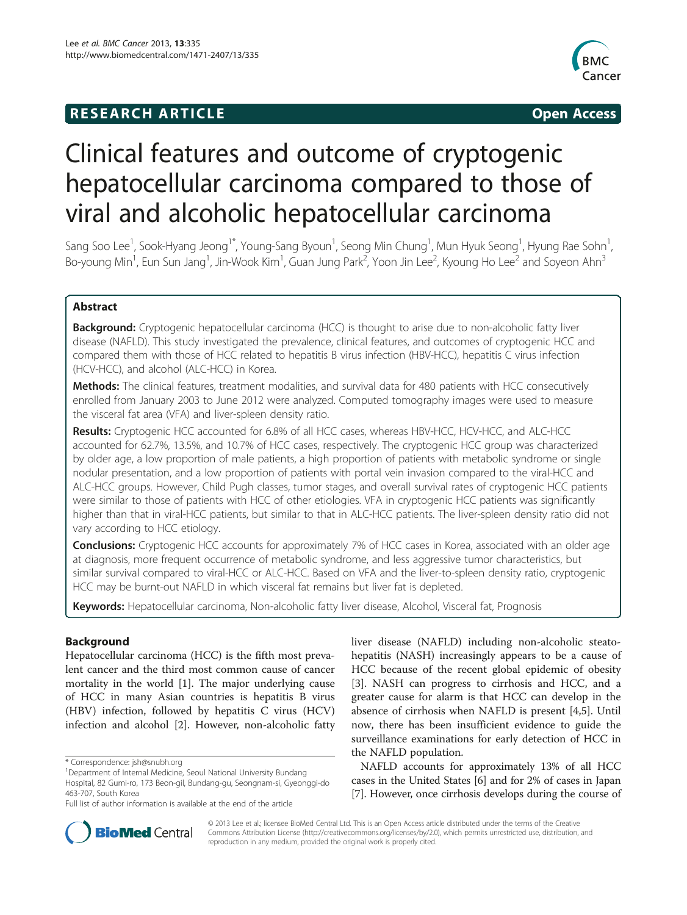RESEARCH ARTICLE Open Access

# Clinical features and outcome of cryptogenic hepatocellular carcinoma compared to those of viral and alcoholic hepatocellular carcinoma

Sang Soo Lee[1], Sook-Hyang Jeong[1*], Young-Sang Byoun[1], Seong Min Chung[1], Mun Hyuk Seong[1], Hyung Rae Sohn[1], Bo-young Min[1], Eun Sun Jang[1], Jin-Wook Kim[1], Guan Jung Park[2], Yoon Jin Lee[2], Kyoung Ho Lee[2] and Soyeon Ahn[3]

## Abstract

**Background:** Cryptogenic hepatocellular carcinoma (HCC) is thought to arise due to non-alcoholic fatty liver disease (NAFLD). This study investigated the prevalence, clinical features, and outcomes of cryptogenic HCC and compared them with those of HCC related to hepatitis B virus infection (HBV-HCC), hepatitis C virus infection (HCV-HCC), and alcohol (ALC-HCC) in Korea.

**Methods:** The clinical features, treatment modalities, and survival data for 480 patients with HCC consecutively enrolled from January 2003 to June 2012 were analyzed. Computed tomography images were used to measure the visceral fat area (VFA) and liver-spleen density ratio.

**Results:** Cryptogenic HCC accounted for 6.8% of all HCC cases, whereas HBV-HCC, HCV-HCC, and ALC-HCC accounted for 62.7%, 13.5%, and 10.7% of HCC cases, respectively. The cryptogenic HCC group was characterized by older age, a low proportion of male patients, a high proportion of patients with metabolic syndrome or single nodular presentation, and a low proportion of patients with portal vein invasion compared to the viral-HCC and ALC-HCC groups. However, Child Pugh classes, tumor stages, and overall survival rates of cryptogenic HCC patients were similar to those of patients with HCC of other etiologies. VFA in cryptogenic HCC patients was significantly higher than that in viral-HCC patients, but similar to that in ALC-HCC patients. The liver-spleen density ratio did not vary according to HCC etiology.

**Conclusions:** Cryptogenic HCC accounts for approximately 7% of HCC cases in Korea, associated with an older age at diagnosis, more frequent occurrence of metabolic syndrome, and less aggressive tumor characteristics, but similar survival compared to viral-HCC or ALC-HCC. Based on VFA and the liver-to-spleen density ratio, cryptogenic HCC may be burnt-out NAFLD in which visceral fat remains but liver fat is depleted.

**Keywords:** Hepatocellular carcinoma, Non-alcoholic fatty liver disease, Alcohol, Visceral fat, Prognosis

## Background

Hepatocellular carcinoma (HCC) is the fifth most prevalent cancer and the third most common cause of cancer mortality in the world [1]. The major underlying cause of HCC in many Asian countries is hepatitis B virus (HBV) infection, followed by hepatitis C virus (HCV) infection and alcohol [2]. However, non-alcoholic fatty liver disease (NAFLD) including non-alcoholic steatohepatitis (NASH) increasingly appears to be a cause of HCC because of the recent global epidemic of obesity [3]. NASH can progress to cirrhosis and HCC, and a greater cause for alarm is that HCC can develop in the absence of cirrhosis when NAFLD is present [4,5]. Until now, there has been insufficient evidence to guide the surveillance examinations for early detection of HCC in the NAFLD population.

NAFLD accounts for approximately 13% of all HCC cases in the United States [6] and for 2% of cases in Japan [7]. However, once cirrhosis develops during the course of

* Correspondence: jsh@snubh.org
[1]Department of Internal Medicine, Seoul National University Bundang Hospital, 82 Gumi-ro, 173 Beon-gil, Bundang-gu, Seongnam-si, Gyeonggi-do 463-707, South Korea

Full list of author information is available at the end of the article

© 2013 Lee et al.; licensee BioMed Central Ltd. This is an Open Access article distributed under the terms of the Creative Commons Attribution License (http://creativecommons.org/licenses/by/2.0), which permits unrestricted use, distribution, and reproduction in any medium, provided the original work is properly cited.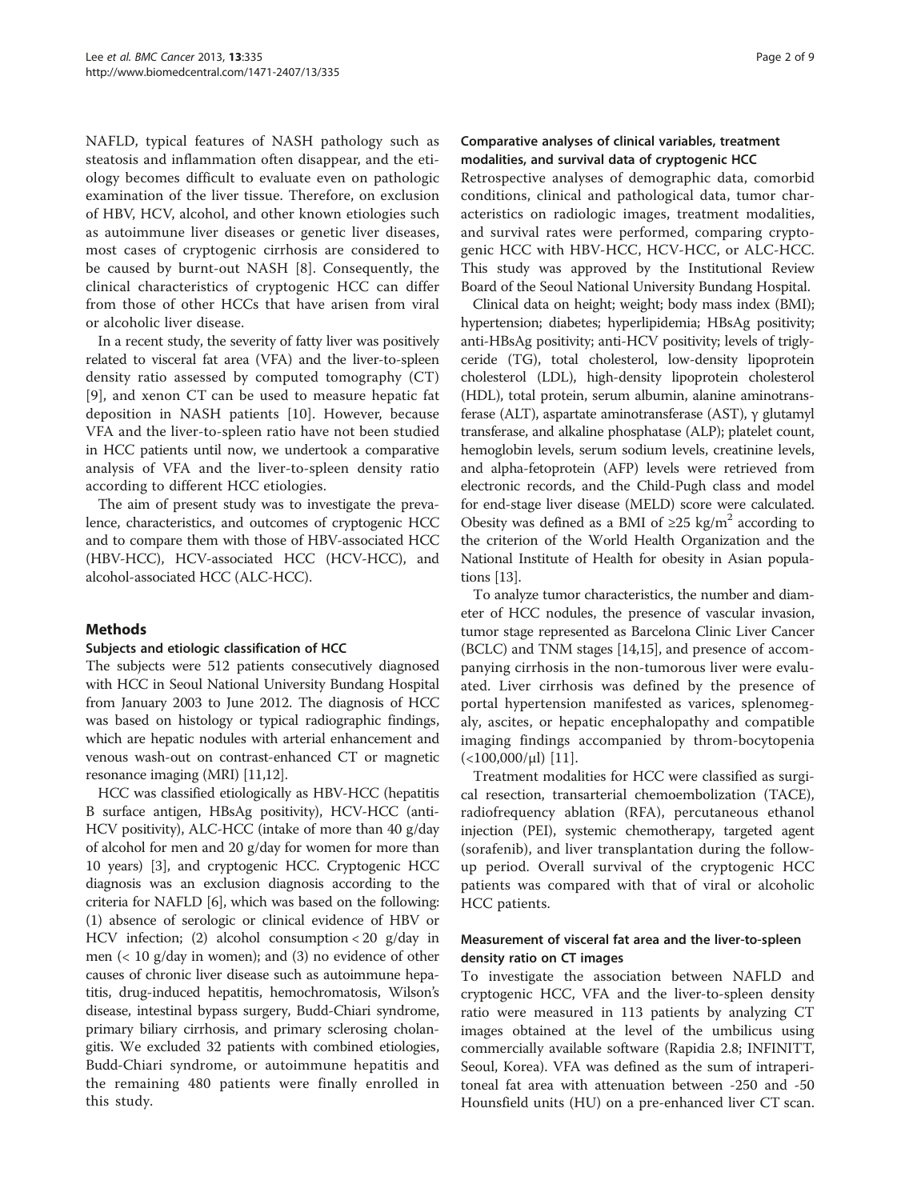NAFLD, typical features of NASH pathology such as steatosis and inflammation often disappear, and the etiology becomes difficult to evaluate even on pathologic examination of the liver tissue. Therefore, on exclusion of HBV, HCV, alcohol, and other known etiologies such as autoimmune liver diseases or genetic liver diseases, most cases of cryptogenic cirrhosis are considered to be caused by burnt-out NASH [8]. Consequently, the clinical characteristics of cryptogenic HCC can differ from those of other HCCs that have arisen from viral or alcoholic liver disease.

In a recent study, the severity of fatty liver was positively related to visceral fat area (VFA) and the liver-to-spleen density ratio assessed by computed tomography (CT) [9], and xenon CT can be used to measure hepatic fat deposition in NASH patients [10]. However, because VFA and the liver-to-spleen ratio have not been studied in HCC patients until now, we undertook a comparative analysis of VFA and the liver-to-spleen density ratio according to different HCC etiologies.

The aim of present study was to investigate the prevalence, characteristics, and outcomes of cryptogenic HCC and to compare them with those of HBV-associated HCC (HBV-HCC), HCV-associated HCC (HCV-HCC), and alcohol-associated HCC (ALC-HCC).

## Methods

### Subjects and etiologic classification of HCC

The subjects were 512 patients consecutively diagnosed with HCC in Seoul National University Bundang Hospital from January 2003 to June 2012. The diagnosis of HCC was based on histology or typical radiographic findings, which are hepatic nodules with arterial enhancement and venous wash-out on contrast-enhanced CT or magnetic resonance imaging (MRI) [11,12].

HCC was classified etiologically as HBV-HCC (hepatitis B surface antigen, HBsAg positivity), HCV-HCC (anti-HCV positivity), ALC-HCC (intake of more than 40 g/day of alcohol for men and 20 g/day for women for more than 10 years) [3], and cryptogenic HCC. Cryptogenic HCC diagnosis was an exclusion diagnosis according to the criteria for NAFLD [6], which was based on the following: (1) absence of serologic or clinical evidence of HBV or HCV infection; (2) alcohol consumption < 20 g/day in men (< 10 g/day in women); and (3) no evidence of other causes of chronic liver disease such as autoimmune hepatitis, drug-induced hepatitis, hemochromatosis, Wilson's disease, intestinal bypass surgery, Budd-Chiari syndrome, primary biliary cirrhosis, and primary sclerosing cholangitis. We excluded 32 patients with combined etiologies, Budd-Chiari syndrome, or autoimmune hepatitis and the remaining 480 patients were finally enrolled in this study.

### Comparative analyses of clinical variables, treatment modalities, and survival data of cryptogenic HCC

Retrospective analyses of demographic data, comorbid conditions, clinical and pathological data, tumor characteristics on radiologic images, treatment modalities, and survival rates were performed, comparing cryptogenic HCC with HBV-HCC, HCV-HCC, or ALC-HCC. This study was approved by the Institutional Review Board of the Seoul National University Bundang Hospital.

Clinical data on height; weight; body mass index (BMI); hypertension; diabetes; hyperlipidemia; HBsAg positivity; anti-HBsAg positivity; anti-HCV positivity; levels of triglyceride (TG), total cholesterol, low-density lipoprotein cholesterol (LDL), high-density lipoprotein cholesterol (HDL), total protein, serum albumin, alanine aminotransferase (ALT), aspartate aminotransferase (AST), γ glutamyl transferase, and alkaline phosphatase (ALP); platelet count, hemoglobin levels, serum sodium levels, creatinine levels, and alpha-fetoprotein (AFP) levels were retrieved from electronic records, and the Child-Pugh class and model for end-stage liver disease (MELD) score were calculated. Obesity was defined as a BMI of $\geq 25$ kg/m$^2$ according to the criterion of the World Health Organization and the National Institute of Health for obesity in Asian populations [13].

To analyze tumor characteristics, the number and diameter of HCC nodules, the presence of vascular invasion, tumor stage represented as Barcelona Clinic Liver Cancer (BCLC) and TNM stages [14,15], and presence of accompanying cirrhosis in the non-tumorous liver were evaluated. Liver cirrhosis was defined by the presence of portal hypertension manifested as varices, splenomegaly, ascites, or hepatic encephalopathy and compatible imaging findings accompanied by throm-bocytopenia (<100,000/μl) [11].

Treatment modalities for HCC were classified as surgical resection, transarterial chemoembolization (TACE), radiofrequency ablation (RFA), percutaneous ethanol injection (PEI), systemic chemotherapy, targeted agent (sorafenib), and liver transplantation during the follow-up period. Overall survival of the cryptogenic HCC patients was compared with that of viral or alcoholic HCC patients.

### Measurement of visceral fat area and the liver-to-spleen density ratio on CT images

To investigate the association between NAFLD and cryptogenic HCC, VFA and the liver-to-spleen density ratio were measured in 113 patients by analyzing CT images obtained at the level of the umbilicus using commercially available software (Rapidia 2.8; INFINITT, Seoul, Korea). VFA was defined as the sum of intraperitoneal fat area with attenuation between -250 and -50 Hounsfield units (HU) on a pre-enhanced liver CT scan.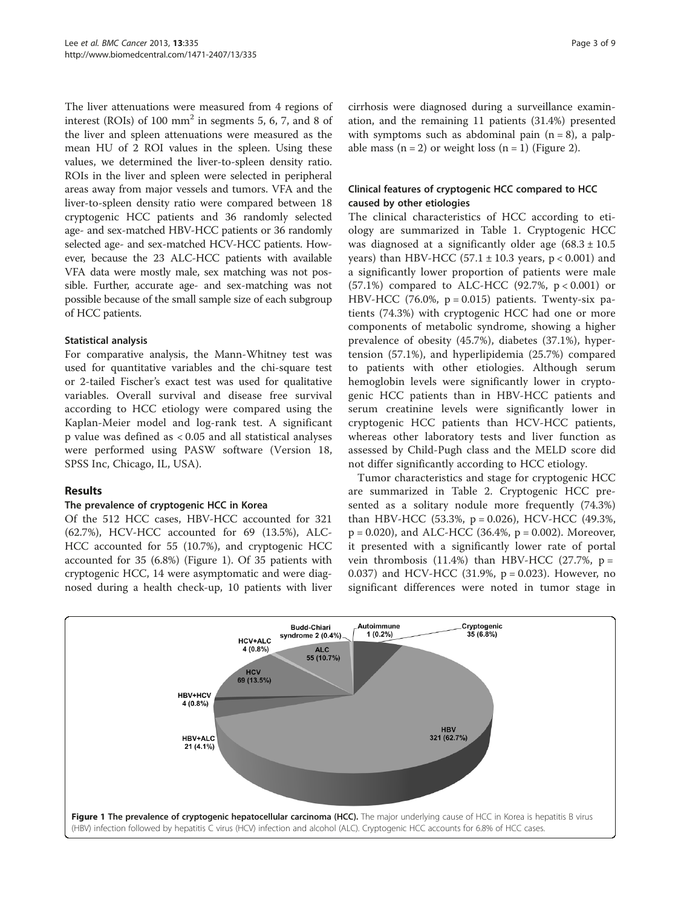The liver attenuations were measured from 4 regions of interest (ROIs) of 100 mm$^2$ in segments 5, 6, 7, and 8 of the liver and spleen attenuations were measured as the mean HU of 2 ROI values in the spleen. Using these values, we determined the liver-to-spleen density ratio. ROIs in the liver and spleen were selected in peripheral areas away from major vessels and tumors. VFA and the liver-to-spleen density ratio were compared between 18 cryptogenic HCC patients and 36 randomly selected age- and sex-matched HBV-HCC patients or 36 randomly selected age- and sex-matched HCV-HCC patients. However, because the 23 ALC-HCC patients with available VFA data were mostly male, sex matching was not possible. Further, accurate age- and sex-matching was not possible because of the small sample size of each subgroup of HCC patients.

### Statistical analysis

For comparative analysis, the Mann-Whitney test was used for quantitative variables and the chi-square test or 2-tailed Fischer's exact test was used for qualitative variables. Overall survival and disease free survival according to HCC etiology were compared using the Kaplan-Meier model and log-rank test. A significant p value was defined as < 0.05 and all statistical analyses were performed using PASW software (Version 18, SPSS Inc, Chicago, IL, USA).

## Results

### The prevalence of cryptogenic HCC in Korea

Of the 512 HCC cases, HBV-HCC accounted for 321 (62.7%), HCV-HCC accounted for 69 (13.5%), ALC-HCC accounted for 55 (10.7%), and cryptogenic HCC accounted for 35 (6.8%) (Figure 1). Of 35 patients with cryptogenic HCC, 14 were asymptomatic and were diagnosed during a health check-up, 10 patients with liver cirrhosis were diagnosed during a surveillance examination, and the remaining 11 patients (31.4%) presented with symptoms such as abdominal pain (n = 8), a palpable mass (n = 2) or weight loss (n = 1) (Figure 2).

### Clinical features of cryptogenic HCC compared to HCC caused by other etiologies

The clinical characteristics of HCC according to etiology are summarized in Table 1. Cryptogenic HCC was diagnosed at a significantly older age (68.3 ± 10.5 years) than HBV-HCC (57.1 ± 10.3 years, p < 0.001) and a significantly lower proportion of patients were male (57.1%) compared to ALC-HCC (92.7%, p < 0.001) or HBV-HCC (76.0%, p = 0.015) patients. Twenty-six patients (74.3%) with cryptogenic HCC had one or more components of metabolic syndrome, showing a higher prevalence of obesity (45.7%), diabetes (37.1%), hypertension (57.1%), and hyperlipidemia (25.7%) compared to patients with other etiologies. Although serum hemoglobin levels were significantly lower in cryptogenic HCC patients than in HBV-HCC patients and serum creatinine levels were significantly lower in cryptogenic HCC patients than HCV-HCC patients, whereas other laboratory tests and liver function as assessed by Child-Pugh class and the MELD score did not differ significantly according to HCC etiology.

Tumor characteristics and stage for cryptogenic HCC are summarized in Table 2. Cryptogenic HCC presented as a solitary nodule more frequently (74.3%) than HBV-HCC (53.3%, p = 0.026), HCV-HCC (49.3%, p = 0.020), and ALC-HCC (36.4%, p = 0.002). Moreover, it presented with a significantly lower rate of portal vein thrombosis (11.4%) than HBV-HCC (27.7%, p = 0.037) and HCV-HCC (31.9%, p = 0.023). However, no significant differences were noted in tumor stage in

**Figure 1 The prevalence of cryptogenic hepatocellular carcinoma (HCC).** The major underlying cause of HCC in Korea is hepatitis B virus (HBV) infection followed by hepatitis C virus (HCV) infection and alcohol (ALC). Cryptogenic HCC accounts for 6.8% of HCC cases.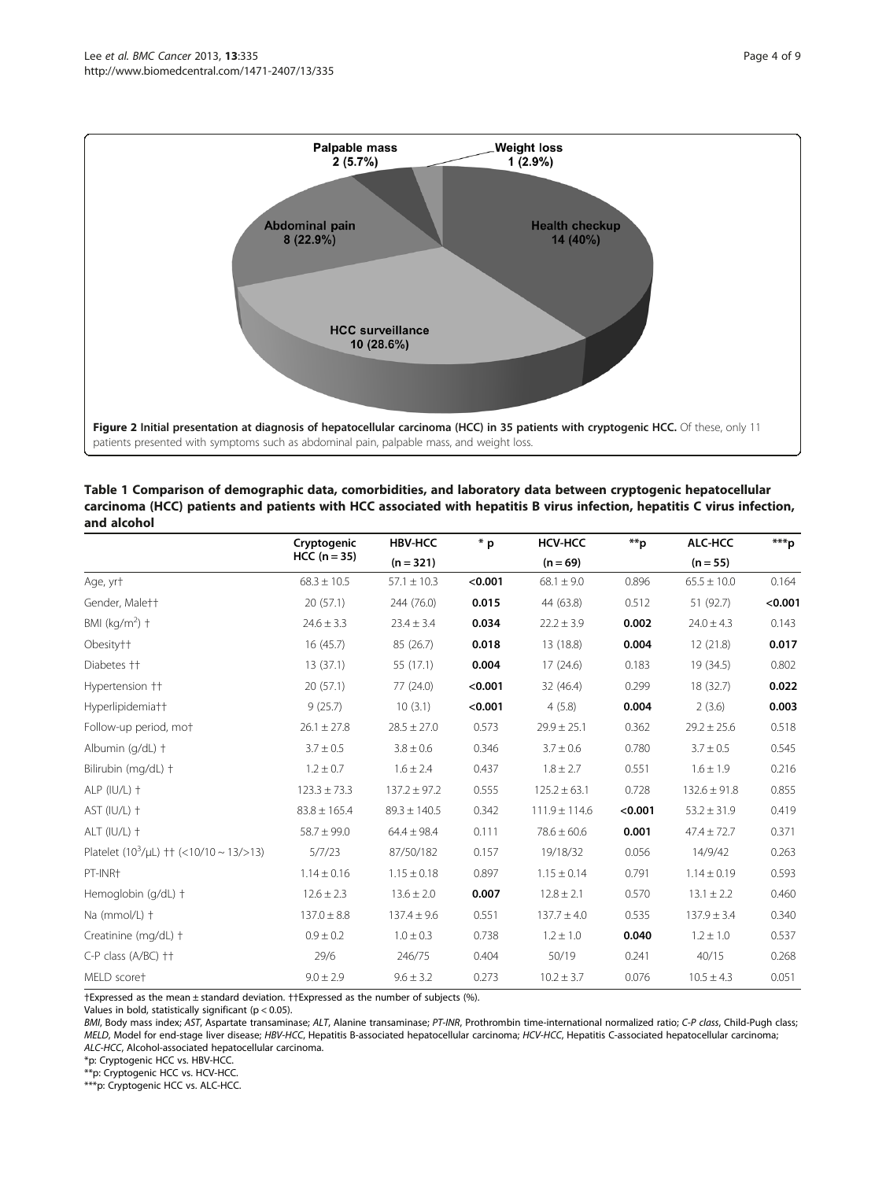Palpable mass 2 (5.7%)

Weight loss 1 (2.9%)

Abdominal pain 8 (22.9%)

Health checkup 14 (40%)

HCC surveillance 10 (28.6%)

**Figure 2 Initial presentation at diagnosis of hepatocellular carcinoma (HCC) in 35 patients with cryptogenic HCC.** Of these, only 11 patients presented with symptoms such as abdominal pain, palpable mass, and weight loss.

**Table 1 Comparison of demographic data, comorbidities, and laboratory data between cryptogenic hepatocellular carcinoma (HCC) patients and patients with HCC associated with hepatitis B virus infection, hepatitis C virus infection, and alcohol**

| | Cryptogenic HCC (n = 35) | HBV-HCC (n = 321) | * p | HCV-HCC (n = 69) | **p | ALC-HCC (n = 55) | ***p |
|---|---|---|---|---|---|---|---|
| Age, yr† | 68.3 ± 10.5 | 57.1 ± 10.3 | **<0.001** | 68.1 ± 9.0 | 0.896 | 65.5 ± 10.0 | 0.164 |
| Gender, Male†† | 20 (57.1) | 244 (76.0) | **0.015** | 44 (63.8) | 0.512 | 51 (92.7) | **<0.001** |
| BMI (kg/m$^2$) † | 24.6 ± 3.3 | 23.4 ± 3.4 | **0.034** | 22.2 ± 3.9 | **0.002** | 24.0 ± 4.3 | 0.143 |
| Obesity†† | 16 (45.7) | 85 (26.7) | **0.018** | 13 (18.8) | **0.004** | 12 (21.8) | **0.017** |
| Diabetes †† | 13 (37.1) | 55 (17.1) | **0.004** | 17 (24.6) | 0.183 | 19 (34.5) | 0.802 |
| Hypertension †† | 20 (57.1) | 77 (24.0) | **<0.001** | 32 (46.4) | 0.299 | 18 (32.7) | **0.022** |
| Hyperlipidemia†† | 9 (25.7) | 10 (3.1) | **<0.001** | 4 (5.8) | **0.004** | 2 (3.6) | **0.003** |
| Follow-up period, mo† | 26.1 ± 27.8 | 28.5 ± 27.0 | 0.573 | 29.9 ± 25.1 | 0.362 | 29.2 ± 25.6 | 0.518 |
| Albumin (g/dL) † | 3.7 ± 0.5 | 3.8 ± 0.6 | 0.346 | 3.7 ± 0.6 | 0.780 | 3.7 ± 0.5 | 0.545 |
| Bilirubin (mg/dL) † | 1.2 ± 0.7 | 1.6 ± 2.4 | 0.437 | 1.8 ± 2.7 | 0.551 | 1.6 ± 1.9 | 0.216 |
| ALP (IU/L) † | 123.3 ± 73.3 | 137.2 ± 97.2 | 0.555 | 125.2 ± 63.1 | 0.728 | 132.6 ± 91.8 | 0.855 |
| AST (IU/L) † | 83.8 ± 165.4 | 89.3 ± 140.5 | 0.342 | 111.9 ± 114.6 | **<0.001** | 53.2 ± 31.9 | 0.419 |
| ALT (IU/L) † | 58.7 ± 99.0 | 64.4 ± 98.4 | 0.111 | 78.6 ± 60.6 | **0.001** | 47.4 ± 72.7 | 0.371 |
| Platelet ($10^3$/μL) †† (<10/10 ~ 13/>13) | 5/7/23 | 87/50/182 | 0.157 | 19/18/32 | 0.056 | 14/9/42 | 0.263 |
| PT-INR† | 1.14 ± 0.16 | 1.15 ± 0.18 | 0.897 | 1.15 ± 0.14 | 0.791 | 1.14 ± 0.19 | 0.593 |
| Hemoglobin (g/dL) † | 12.6 ± 2.3 | 13.6 ± 2.0 | **0.007** | 12.8 ± 2.1 | 0.570 | 13.1 ± 2.2 | 0.460 |
| Na (mmol/L) † | 137.0 ± 8.8 | 137.4 ± 9.6 | 0.551 | 137.7 ± 4.0 | 0.535 | 137.9 ± 3.4 | 0.340 |
| Creatinine (mg/dL) † | 0.9 ± 0.2 | 1.0 ± 0.3 | 0.738 | 1.2 ± 1.0 | **0.040** | 1.2 ± 1.0 | 0.537 |
| C-P class (A/BC) †† | 29/6 | 246/75 | 0.404 | 50/19 | 0.241 | 40/15 | 0.268 |
| MELD score† | 9.0 ± 2.9 | 9.6 ± 3.2 | 0.273 | 10.2 ± 3.7 | 0.076 | 10.5 ± 4.3 | 0.051 |

†Expressed as the mean ± standard deviation. ††Expressed as the number of subjects (%).

Values in bold, statistically significant ($p < 0.05$).

*BMI*, Body mass index; *AST*, Aspartate transaminase; *ALT*, Alanine transaminase; *PT-INR*, Prothrombin time-international normalized ratio; *C-P class*, Child-Pugh class; *MELD*, Model for end-stage liver disease; *HBV-HCC*, Hepatitis B-associated hepatocellular carcinoma; *HCV-HCC*, Hepatitis C-associated hepatocellular carcinoma; *ALC-HCC*, Alcohol-associated hepatocellular carcinoma.

*p: Cryptogenic HCC vs. HBV-HCC.

**p: Cryptogenic HCC vs. HCV-HCC.

***p: Cryptogenic HCC vs. ALC-HCC.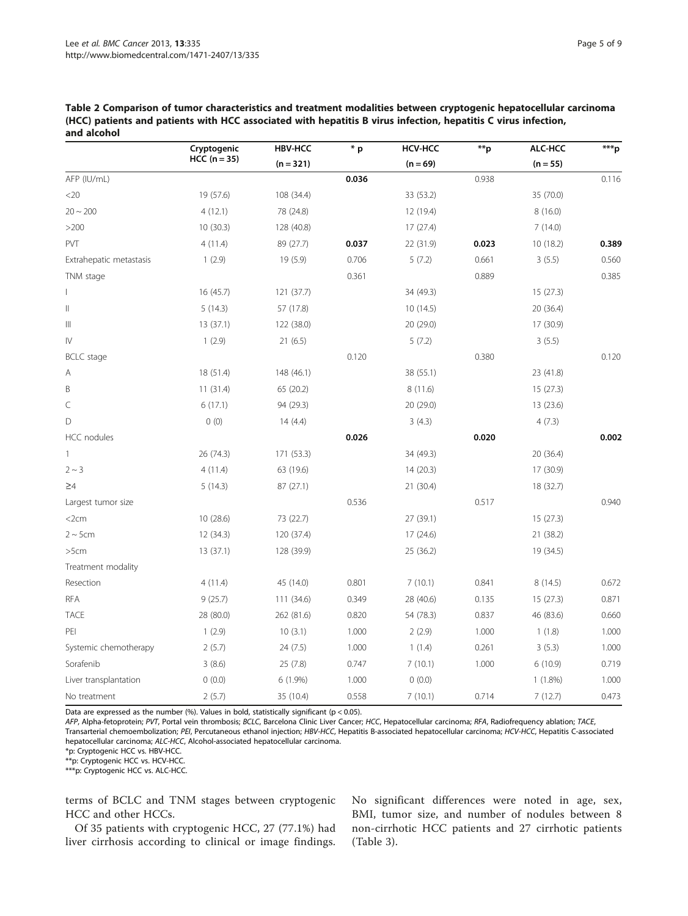**Table 2 Comparison of tumor characteristics and treatment modalities between cryptogenic hepatocellular carcinoma (HCC) patients and patients with HCC associated with hepatitis B virus infection, hepatitis C virus infection, and alcohol**

| | Cryptogenic HCC (n = 35) | HBV-HCC (n = 321) | * p | HCV-HCC (n = 69) | **p | ALC-HCC (n = 55) | ***p |
|---|---|---|---|---|---|---|---|
| AFP (IU/mL) | | | **0.036** | | 0.938 | | 0.116 |
| <20 | 19 (57.6) | 108 (34.4) | | 33 (53.2) | | 35 (70.0) | |
| 20 ~ 200 | 4 (12.1) | 78 (24.8) | | 12 (19.4) | | 8 (16.0) | |
| >200 | 10 (30.3) | 128 (40.8) | | 17 (27.4) | | 7 (14.0) | |
| PVT | 4 (11.4) | 89 (27.7) | **0.037** | 22 (31.9) | **0.023** | 10 (18.2) | **0.389** |
| Extrahepatic metastasis | 1 (2.9) | 19 (5.9) | 0.706 | 5 (7.2) | 0.661 | 3 (5.5) | 0.560 |
| TNM stage | | | 0.361 | | 0.889 | | 0.385 |
| I | 16 (45.7) | 121 (37.7) | | 34 (49.3) | | 15 (27.3) | |
| II | 5 (14.3) | 57 (17.8) | | 10 (14.5) | | 20 (36.4) | |
| III | 13 (37.1) | 122 (38.0) | | 20 (29.0) | | 17 (30.9) | |
| IV | 1 (2.9) | 21 (6.5) | | 5 (7.2) | | 3 (5.5) | |
| BCLC stage | | | 0.120 | | 0.380 | | 0.120 |
| A | 18 (51.4) | 148 (46.1) | | 38 (55.1) | | 23 (41.8) | |
| B | 11 (31.4) | 65 (20.2) | | 8 (11.6) | | 15 (27.3) | |
| C | 6 (17.1) | 94 (29.3) | | 20 (29.0) | | 13 (23.6) | |
| D | 0 (0) | 14 (4.4) | | 3 (4.3) | | 4 (7.3) | |
| HCC nodules | | | **0.026** | | **0.020** | | **0.002** |
| 1 | 26 (74.3) | 171 (53.3) | | 34 (49.3) | | 20 (36.4) | |
| 2 ~ 3 | 4 (11.4) | 63 (19.6) | | 14 (20.3) | | 17 (30.9) | |
| ≥4 | 5 (14.3) | 87 (27.1) | | 21 (30.4) | | 18 (32.7) | |
| Largest tumor size | | | 0.536 | | 0.517 | | 0.940 |
| <2cm | 10 (28.6) | 73 (22.7) | | 27 (39.1) | | 15 (27.3) | |
| 2 ~ 5cm | 12 (34.3) | 120 (37.4) | | 17 (24.6) | | 21 (38.2) | |
| >5cm | 13 (37.1) | 128 (39.9) | | 25 (36.2) | | 19 (34.5) | |
| Treatment modality | | | | | | | |
| Resection | 4 (11.4) | 45 (14.0) | 0.801 | 7 (10.1) | 0.841 | 8 (14.5) | 0.672 |
| RFA | 9 (25.7) | 111 (34.6) | 0.349 | 28 (40.6) | 0.135 | 15 (27.3) | 0.871 |
| TACE | 28 (80.0) | 262 (81.6) | 0.820 | 54 (78.3) | 0.837 | 46 (83.6) | 0.660 |
| PEI | 1 (2.9) | 10 (3.1) | 1.000 | 2 (2.9) | 1.000 | 1 (1.8) | 1.000 |
| Systemic chemotherapy | 2 (5.7) | 24 (7.5) | 1.000 | 1 (1.4) | 0.261 | 3 (5.3) | 1.000 |
| Sorafenib | 3 (8.6) | 25 (7.8) | 0.747 | 7 (10.1) | 1.000 | 6 (10.9) | 0.719 |
| Liver transplantation | 0 (0.0) | 6 (1.9%) | 1.000 | 0 (0.0) | | 1 (1.8%) | 1.000 |
| No treatment | 2 (5.7) | 35 (10.4) | 0.558 | 7 (10.1) | 0.714 | 7 (12.7) | 0.473 |

Data are expressed as the number (%). Values in bold, statistically significant ($p < 0.05$).

*AFP*, Alpha-fetoprotein; *PVT*, Portal vein thrombosis; *BCLC*, Barcelona Clinic Liver Cancer; *HCC*, Hepatocellular carcinoma; *RFA*, Radiofrequency ablation; *TACE*, Transarterial chemoembolization; *PEI*, Percutaneous ethanol injection; *HBV-HCC*, Hepatitis B-associated hepatocellular carcinoma; *HCV-HCC*, Hepatitis C-associated hepatocellular carcinoma; *ALC-HCC*, Alcohol-associated hepatocellular carcinoma.

*p: Cryptogenic HCC vs. HBV-HCC.

**p: Cryptogenic HCC vs. HCV-HCC.

***p: Cryptogenic HCC vs. ALC-HCC.

terms of BCLC and TNM stages between cryptogenic HCC and other HCCs.

Of 35 patients with cryptogenic HCC, 27 (77.1%) had liver cirrhosis according to clinical or image findings. No significant differences were noted in age, sex, BMI, tumor size, and number of nodules between 8 non-cirrhotic HCC patients and 27 cirrhotic patients (Table 3).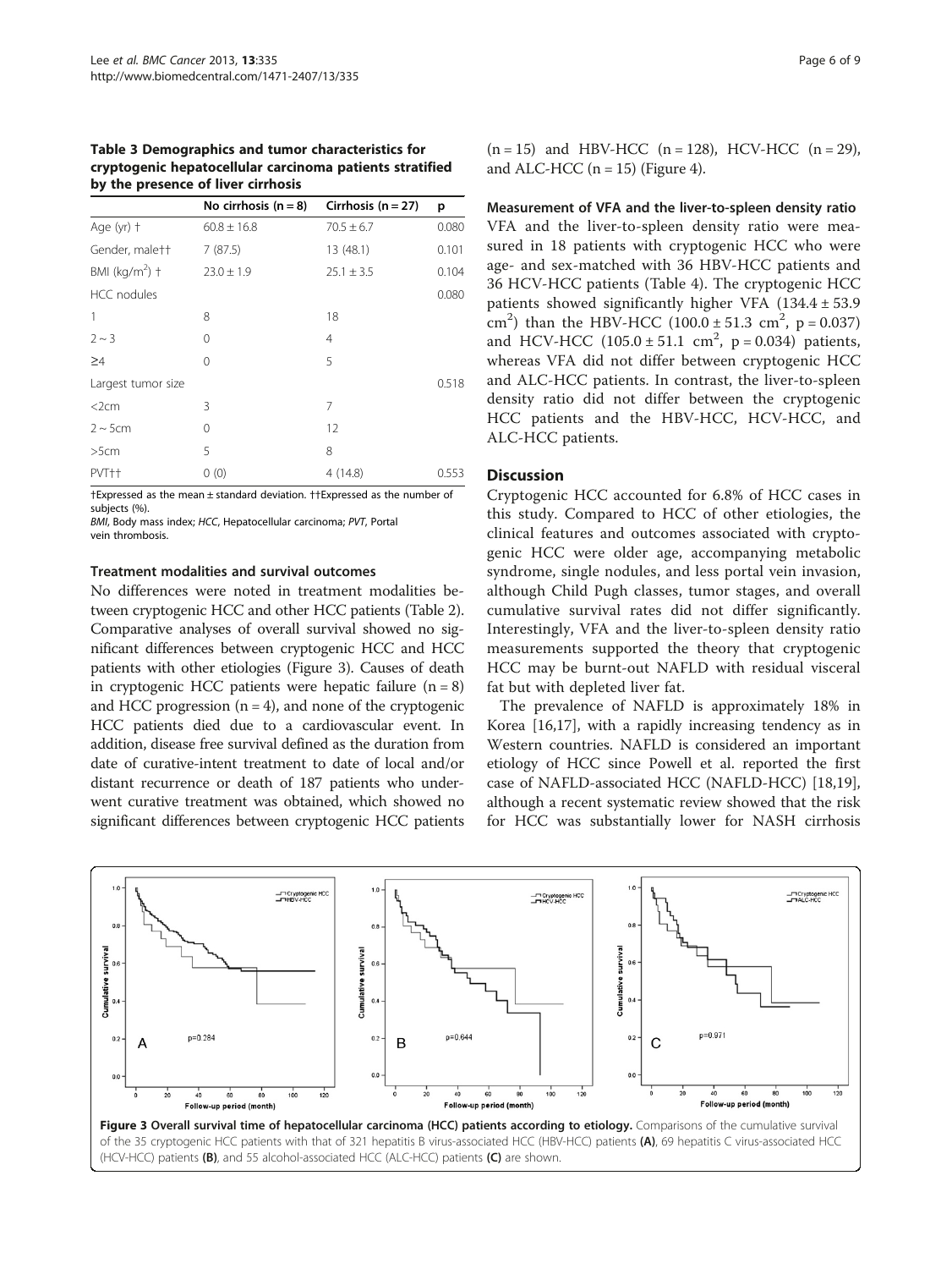**Table 3 Demographics and tumor characteristics for cryptogenic hepatocellular carcinoma patients stratified by the presence of liver cirrhosis**

| | No cirrhosis (n = 8) | Cirrhosis (n = 27) | p |
|---|---|---|---|
| Age (yr) † | 60.8 ± 16.8 | 70.5 ± 6.7 | 0.080 |
| Gender, male†† | 7 (87.5) | 13 (48.1) | 0.101 |
| BMI (kg/m$^2$) † | 23.0 ± 1.9 | 25.1 ± 3.5 | 0.104 |
| HCC nodules | | | 0.080 |
| 1 | 8 | 18 | |
| 2 ~ 3 | 0 | 4 | |
| ≥4 | 0 | 5 | |
| Largest tumor size | | | 0.518 |
| <2cm | 3 | 7 | |
| 2 ~ 5cm | 0 | 12 | |
| >5cm | 5 | 8 | |
| PVT†† | 0 (0) | 4 (14.8) | 0.553 |

†Expressed as the mean ± standard deviation. ††Expressed as the number of subjects (%).
*BMI*, Body mass index; *HCC*, Hepatocellular carcinoma; *PVT*, Portal vein thrombosis.

#### Treatment modalities and survival outcomes

No differences were noted in treatment modalities between cryptogenic HCC and other HCC patients (Table 2). Comparative analyses of overall survival showed no significant differences between cryptogenic HCC and HCC patients with other etiologies (Figure 3). Causes of death in cryptogenic HCC patients were hepatic failure (n = 8) and HCC progression (n = 4), and none of the cryptogenic HCC patients died due to a cardiovascular event. In addition, disease free survival defined as the duration from date of curative-intent treatment to date of local and/or distant recurrence or death of 187 patients who underwent curative treatment was obtained, which showed no significant differences between cryptogenic HCC patients (n = 15) and HBV-HCC (n = 128), HCV-HCC (n = 29), and ALC-HCC (n = 15) (Figure 4).

#### Measurement of VFA and the liver-to-spleen density ratio

VFA and the liver-to-spleen density ratio were measured in 18 patients with cryptogenic HCC who were age- and sex-matched with 36 HBV-HCC patients and 36 HCV-HCC patients (Table 4). The cryptogenic HCC patients showed significantly higher VFA (134.4 ± 53.9 cm$^2$) than the HBV-HCC (100.0 ± 51.3 cm$^2$, p = 0.037) and HCV-HCC (105.0 ± 51.1 cm$^2$, p = 0.034) patients, whereas VFA did not differ between cryptogenic HCC and ALC-HCC patients. In contrast, the liver-to-spleen density ratio did not differ between the cryptogenic HCC patients and the HBV-HCC, HCV-HCC, and ALC-HCC patients.

## Discussion

Cryptogenic HCC accounted for 6.8% of HCC cases in this study. Compared to HCC of other etiologies, the clinical features and outcomes associated with cryptogenic HCC were older age, accompanying metabolic syndrome, single nodules, and less portal vein invasion, although Child Pugh classes, tumor stages, and overall cumulative survival rates did not differ significantly. Interestingly, VFA and the liver-to-spleen density ratio measurements supported the theory that cryptogenic HCC may be burnt-out NAFLD with residual visceral fat but with depleted liver fat.

The prevalence of NAFLD is approximately 18% in Korea [16,17], with a rapidly increasing tendency as in Western countries. NAFLD is considered an important etiology of HCC since Powell et al. reported the first case of NAFLD-associated HCC (NAFLD-HCC) [18,19], although a recent systematic review showed that the risk for HCC was substantially lower for NASH cirrhosis

**Figure 3 Overall survival time of hepatocellular carcinoma (HCC) patients according to etiology.** Comparisons of the cumulative survival of the 35 cryptogenic HCC patients with that of 321 hepatitis B virus-associated HCC (HBV-HCC) patients **(A)**, 69 hepatitis C virus-associated HCC (HCV-HCC) patients **(B)**, and 55 alcohol-associated HCC (ALC-HCC) patients **(C)** are shown.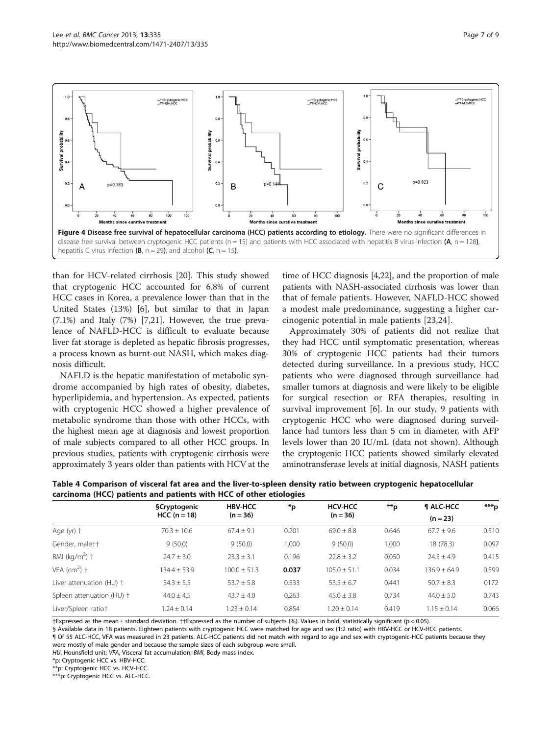Figure 4 Disease free survival of hepatocellular carcinoma (HCC) patients according to etiology. There were no significant differences in disease free survival between cryptogenic HCC patients (n = 15) and patients with HCC associated with hepatitis B virus infection (**A**, n = 128), hepatitis C virus infection (**B**, n = 29), and alcohol (**C**, n = 15).

than for HCV-related cirrhosis [20]. This study showed that cryptogenic HCC accounted for 6.8% of current HCC cases in Korea, a prevalence lower than that in the United States (13%) [6], but similar to that in Japan (7.1%) and Italy (7%) [7,21]. However, the true prevalence of NAFLD-HCC is difficult to evaluate because liver fat storage is depleted as hepatic fibrosis progresses, a process known as burnt-out NASH, which makes diagnosis difficult.

NAFLD is the hepatic manifestation of metabolic syndrome accompanied by high rates of obesity, diabetes, hyperlipidemia, and hypertension. As expected, patients with cryptogenic HCC showed a higher prevalence of metabolic syndrome than those with other HCCs, with the highest mean age at diagnosis and lowest proportion of male subjects compared to all other HCC groups. In previous studies, patients with cryptogenic cirrhosis were approximately 3 years older than patients with HCV at the time of HCC diagnosis [4,22], and the proportion of male patients with NASH-associated cirrhosis was lower than that of female patients. However, NAFLD-HCC showed a modest male predominance, suggesting a higher carcinogenic potential in male patients [23,24].

Approximately 30% of patients did not realize that they had HCC until symptomatic presentation, whereas 30% of cryptogenic HCC patients had their tumors detected during surveillance. In a previous study, HCC patients who were diagnosed through surveillance had smaller tumors at diagnosis and were likely to be eligible for surgical resection or RFA therapies, resulting in survival improvement [6]. In our study, 9 patients with cryptogenic HCC who were diagnosed during surveillance had tumors less than 5 cm in diameter, with AFP levels lower than 20 IU/mL (data not shown). Although the cryptogenic HCC patients showed similarly elevated aminotransferase levels at initial diagnosis, NASH patients

**Table 4 Comparison of visceral fat area and the liver-to-spleen density ratio between cryptogenic hepatocellular carcinoma (HCC) patients and patients with HCC of other etiologies**

| | §Cryptogenic HCC (n = 18) | HBV-HCC (n = 36) | *p | HCV-HCC (n = 36) | **p | ¶ ALC-HCC (n = 23) | ***p |
|---|---|---|---|---|---|---|---|
| Age (yr) † | 70.3 ± 10.6 | 67.4 ± 9.1 | 0.201 | 69.0 ± 8.8 | 0.646 | 67.7 ± 9.6 | 0.510 |
| Gender, male†† | 9 (50.0) | 9 (50.0) | 1.000 | 9 (50.0) | 1.000 | 18 (78.3) | 0.097 |
| BMI (kg/m$^2$) † | 24.7 ± 3.0 | 23.3 ± 3.1 | 0.196 | 22.8 ± 3.2 | 0.050 | 24.5 ± 4.9 | 0.415 |
| VFA (cm$^2$) † | 134.4 ± 53.9 | 100.0 ± 51.3 | **0.037** | 105.0 ± 51.1 | 0.034 | 136.9 ± 64.9 | 0.599 |
| Liver attenuation (HU) † | 54.3 ± 5.5 | 53.7 ± 5.8 | 0.533 | 53.5 ± 6.7 | 0.441 | 50.7 ± 8.3 | 0172 |
| Spleen attenuation (HU) † | 44.0 ± 4.5 | 43.7 ± 4.0 | 0.263 | 45.0 ± 3.8 | 0.734 | 44.0 ± 5.0 | 0.743 |
| Liver/Spleen ratio† | 1.24 ± 0.14 | 1.23 ± 0.14 | 0.854 | 1.20 ± 0.14 | 0.419 | 1.15 ± 0.14 | 0.066 |

†Expressed as the mean ± standard deviation. ††Expressed as the number of subjects (%). Values in bold, statistically significant ($p < 0.05$).

§ Available data in 18 patients. Eighteen patients with cryptogenic HCC were matched for age and sex (1:2 ratio) with HBV-HCC or HCV-HCC patients.

¶ Of 55 ALC-HCC, VFA was measured in 23 patients. ALC-HCC patients did not match with regard to age and sex with cryptogenic-HCC patients because they were mostly of male gender and because the sample sizes of each subgroup were small.

*HU*, Hounsfield unit; *VFA*, Visceral fat accumulation; *BMI*, Body mass index.

*p: Cryptogenic HCC vs. HBV-HCC.

**p: Cryptogenic HCC vs. HCV-HCC.

***p: Cryptogenic HCC vs. ALC-HCC.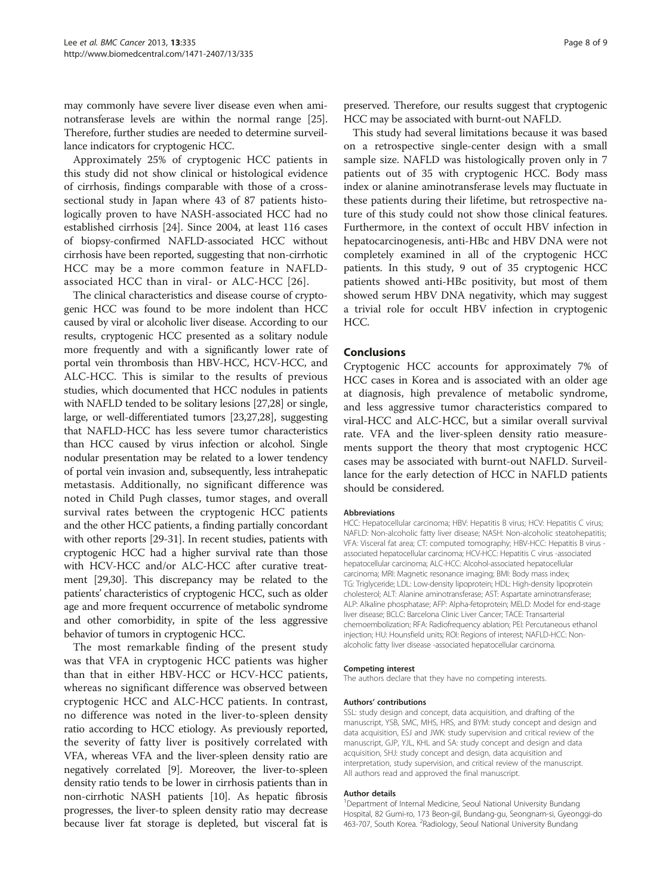may commonly have severe liver disease even when aminotransferase levels are within the normal range [25]. Therefore, further studies are needed to determine surveillance indicators for cryptogenic HCC.

Approximately 25% of cryptogenic HCC patients in this study did not show clinical or histological evidence of cirrhosis, findings comparable with those of a cross-sectional study in Japan where 43 of 87 patients histologically proven to have NASH-associated HCC had no established cirrhosis [24]. Since 2004, at least 116 cases of biopsy-confirmed NAFLD-associated HCC without cirrhosis have been reported, suggesting that non-cirrhotic HCC may be a more common feature in NAFLD-associated HCC than in viral- or ALC-HCC [26].

The clinical characteristics and disease course of cryptogenic HCC was found to be more indolent than HCC caused by viral or alcoholic liver disease. According to our results, cryptogenic HCC presented as a solitary nodule more frequently and with a significantly lower rate of portal vein thrombosis than HBV-HCC, HCV-HCC, and ALC-HCC. This is similar to the results of previous studies, which documented that HCC nodules in patients with NAFLD tended to be solitary lesions [27,28] or single, large, or well-differentiated tumors [23,27,28], suggesting that NAFLD-HCC has less severe tumor characteristics than HCC caused by virus infection or alcohol. Single nodular presentation may be related to a lower tendency of portal vein invasion and, subsequently, less intrahepatic metastasis. Additionally, no significant difference was noted in Child Pugh classes, tumor stages, and overall survival rates between the cryptogenic HCC patients and the other HCC patients, a finding partially concordant with other reports [29-31]. In recent studies, patients with cryptogenic HCC had a higher survival rate than those with HCV-HCC and/or ALC-HCC after curative treatment [29,30]. This discrepancy may be related to the patients' characteristics of cryptogenic HCC, such as older age and more frequent occurrence of metabolic syndrome and other comorbidity, in spite of the less aggressive behavior of tumors in cryptogenic HCC.

The most remarkable finding of the present study was that VFA in cryptogenic HCC patients was higher than that in either HBV-HCC or HCV-HCC patients, whereas no significant difference was observed between cryptogenic HCC and ALC-HCC patients. In contrast, no difference was noted in the liver-to-spleen density ratio according to HCC etiology. As previously reported, the severity of fatty liver is positively correlated with VFA, whereas VFA and the liver-spleen density ratio are negatively correlated [9]. Moreover, the liver-to-spleen density ratio tends to be lower in cirrhosis patients than in non-cirrhotic NASH patients [10]. As hepatic fibrosis progresses, the liver-to spleen density ratio may decrease because liver fat storage is depleted, but visceral fat is preserved. Therefore, our results suggest that cryptogenic HCC may be associated with burnt-out NAFLD.

This study had several limitations because it was based on a retrospective single-center design with a small sample size. NAFLD was histologically proven only in 7 patients out of 35 with cryptogenic HCC. Body mass index or alanine aminotransferase levels may fluctuate in these patients during their lifetime, but retrospective nature of this study could not show those clinical features. Furthermore, in the context of occult HBV infection in hepatocarcinogenesis, anti-HBc and HBV DNA were not completely examined in all of the cryptogenic HCC patients. In this study, 9 out of 35 cryptogenic HCC patients showed anti-HBc positivity, but most of them showed serum HBV DNA negativity, which may suggest a trivial role for occult HBV infection in cryptogenic HCC.

## Conclusions

Cryptogenic HCC accounts for approximately 7% of HCC cases in Korea and is associated with an older age at diagnosis, high prevalence of metabolic syndrome, and less aggressive tumor characteristics compared to viral-HCC and ALC-HCC, but a similar overall survival rate. VFA and the liver-spleen density ratio measurements support the theory that most cryptogenic HCC cases may be associated with burnt-out NAFLD. Surveillance for the early detection of HCC in NAFLD patients should be considered.

#### Abbreviations

HCC: Hepatocellular carcinoma; HBV: Hepatitis B virus; HCV: Hepatitis C virus; NAFLD: Non-alcoholic fatty liver disease; NASH: Non-alcoholic steatohepatitis; VFA: Visceral fat area; CT: computed tomography; HBV-HCC: Hepatitis B virus -associated hepatocellular carcinoma; HCV-HCC: Hepatitis C virus -associated hepatocellular carcinoma; ALC-HCC: Alcohol-associated hepatocellular carcinoma; MRI: Magnetic resonance imaging; BMI: Body mass index; TG: Triglyceride; LDL: Low-density lipoprotein; HDL: High-density lipoprotein cholesterol; ALT: Alanine aminotransferase; AST: Aspartate aminotransferase; ALP: Alkaline phosphatase; AFP: Alpha-fetoprotein; MELD: Model for end-stage liver disease; BCLC: Barcelona Clinic Liver Cancer; TACE: Transarterial chemoembolization; RFA: Radiofrequency ablation; PEI: Percutaneous ethanol injection; HU: Hounsfield units; ROI: Regions of interest; NAFLD-HCC: Non-alcoholic fatty liver disease -associated hepatocellular carcinoma.

#### Competing interest

The authors declare that they have no competing interests.

#### Authors' contributions

SSL: study design and concept, data acquisition, and drafting of the manuscript, YSB, SMC, MHS, HRS, and BYM: study concept and design and data acquisition, ESJ and JWK: study supervision and critical review of the manuscript, GJP, YJL, KHL and SA: study concept and design and data acquisition, SHJ: study concept and design, data acquisition and interpretation, study supervision, and critical review of the manuscript. All authors read and approved the final manuscript.

#### Author details

[1]Department of Internal Medicine, Seoul National University Bundang Hospital, 82 Gumi-ro, 173 Beon-gil, Bundang-gu, Seongnam-si, Gyeonggi-do 463-707, South Korea. [2]Radiology, Seoul National University Bundang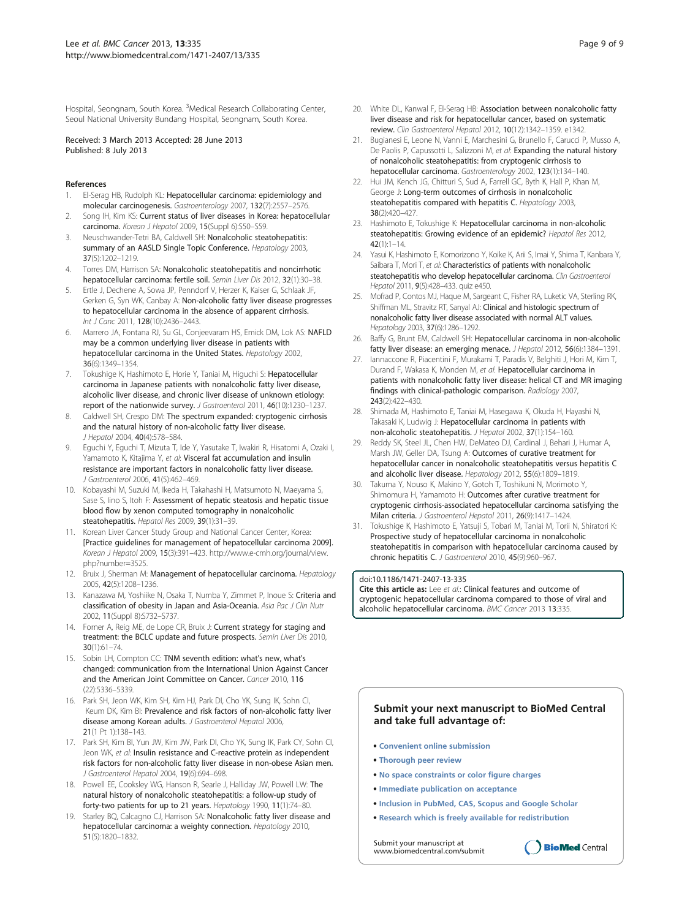Hospital, Seongnam, South Korea. [3]Medical Research Collaborating Center, Seoul National University Bundang Hospital, Seongnam, South Korea.

Received: 3 March 2013 Accepted: 28 June 2013
Published: 8 July 2013

## References

1. El-Serag HB, Rudolph KL: **Hepatocellular carcinoma: epidemiology and molecular carcinogenesis.** *Gastroenterology* 2007, **132**(7):2557–2576.
2. Song IH, Kim KS: **Current status of liver diseases in Korea: hepatocellular carcinoma.** *Korean J Hepatol* 2009, **15**(Suppl 6):S50–S59.
3. Neuschwander-Tetri BA, Caldwell SH: **Nonalcoholic steatohepatitis: summary of an AASLD Single Topic Conference.** *Hepatology* 2003, **37**(5):1202–1219.
4. Torres DM, Harrison SA: **Nonalcoholic steatohepatitis and noncirrhotic hepatocellular carcinoma: fertile soil.** *Semin Liver Dis* 2012, **32**(1):30–38.
5. Ertle J, Dechene A, Sowa JP, Penndorf V, Herzer K, Kaiser G, Schlaak JF, Gerken G, Syn WK, Canbay A: **Non-alcoholic fatty liver disease progresses to hepatocellular carcinoma in the absence of apparent cirrhosis.** *Int J Canc* 2011, **128**(10):2436–2443.
6. Marrero JA, Fontana RJ, Su GL, Conjeevaram HS, Emick DM, Lok AS: **NAFLD may be a common underlying liver disease in patients with hepatocellular carcinoma in the United States.** *Hepatology* 2002, **36**(6):1349–1354.
7. Tokushige K, Hashimoto E, Horie Y, Taniai M, Higuchi S: **Hepatocellular carcinoma in Japanese patients with nonalcoholic fatty liver disease, alcoholic liver disease, and chronic liver disease of unknown etiology: report of the nationwide survey.** *J Gastroenterol* 2011, **46**(10):1230–1237.
8. Caldwell SH, Crespo DM: **The spectrum expanded: cryptogenic cirrhosis and the natural history of non-alcoholic fatty liver disease.** *J Hepatol* 2004, **40**(4):578–584.
9. Eguchi Y, Eguchi T, Mizuta T, Ide Y, Yasutake T, Iwakiri R, Hisatomi A, Ozaki I, Yamamoto K, Kitajima Y, *et al*: **Visceral fat accumulation and insulin resistance are important factors in nonalcoholic fatty liver disease.** *J Gastroenterol* 2006, **41**(5):462–469.
10. Kobayashi M, Suzuki M, Ikeda H, Takahashi H, Matsumoto N, Maeyama S, Sase S, Iino S, Itoh F: **Assessment of hepatic steatosis and hepatic tissue blood flow by xenon computed tomography in nonalcoholic steatohepatitis.** *Hepatol Res* 2009, **39**(1):31–39.
11. Korean Liver Cancer Study Group and National Cancer Center, Korea: **[Practice guidelines for management of hepatocellular carcinoma 2009].** *Korean J Hepatol* 2009, **15**(3):391–423. http://www.e-cmh.org/journal/view.php?number=3525.
12. Bruix J, Sherman M: **Management of hepatocellular carcinoma.** *Hepatology* 2005, **42**(5):1208–1236.
13. Kanazawa M, Yoshiike N, Osaka T, Numba Y, Zimmet P, Inoue S: **Criteria and classification of obesity in Japan and Asia-Oceania.** *Asia Pac J Clin Nutr* 2002, **11**(Suppl 8):S732–S737.
14. Forner A, Reig ME, de Lope CR, Bruix J: **Current strategy for staging and treatment: the BCLC update and future prospects.** *Semin Liver Dis* 2010, **30**(1):61–74.
15. Sobin LH, Compton CC: **TNM seventh edition: what's new, what's changed: communication from the International Union Against Cancer and the American Joint Committee on Cancer.** *Cancer* 2010, **116** (22):5336–5339.
16. Park SH, Jeon WK, Kim SH, Kim HJ, Park DI, Cho YK, Sung IK, Sohn CI, Keum DK, Kim BI: **Prevalence and risk factors of non-alcoholic fatty liver disease among Korean adults.** *J Gastroenterol Hepatol* 2006, **21**(1 Pt 1):138–143.
17. Park SH, Kim BI, Yun JW, Kim JW, Park DI, Cho YK, Sung IK, Park CY, Sohn CI, Jeon WK, *et al*: **Insulin resistance and C-reactive protein as independent risk factors for non-alcoholic fatty liver disease in non-obese Asian men.** *J Gastroenterol Hepatol* 2004, **19**(6):694–698.
18. Powell EE, Cooksley WG, Hanson R, Searle J, Halliday JW, Powell LW: **The natural history of nonalcoholic steatohepatitis: a follow-up study of forty-two patients for up to 21 years.** *Hepatology* 1990, **11**(1):74–80.
19. Starley BQ, Calcagno CJ, Harrison SA: **Nonalcoholic fatty liver disease and hepatocellular carcinoma: a weighty connection.** *Hepatology* 2010, **51**(5):1820–1832.
20. White DL, Kanwal F, El-Serag HB: **Association between nonalcoholic fatty liver disease and risk for hepatocellular cancer, based on systematic review.** *Clin Gastroenterol Hepatol* 2012, **10**(12):1342–1359. e1342.
21. Bugianesi E, Leone N, Vanni E, Marchesini G, Brunello F, Carucci P, Musso A, De Paolis P, Capussotti L, Salizzoni M, *et al*: **Expanding the natural history of nonalcoholic steatohepatitis: from cryptogenic cirrhosis to hepatocellular carcinoma.** *Gastroenterology* 2002, **123**(1):134–140.
22. Hui JM, Kench JG, Chitturi S, Sud A, Farrell GC, Byth K, Hall P, Khan M, George J: **Long-term outcomes of cirrhosis in nonalcoholic steatohepatitis compared with hepatitis C.** *Hepatology* 2003, **38**(2):420–427.
23. Hashimoto E, Tokushige K: **Hepatocellular carcinoma in non-alcoholic steatohepatitis: Growing evidence of an epidemic?** *Hepatol Res* 2012, **42**(1):1–14.
24. Yasui K, Hashimoto E, Komorizono Y, Koike K, Arii S, Imai Y, Shima T, Kanbara Y, Saibara T, Mori T, *et al*: **Characteristics of patients with nonalcoholic steatohepatitis who develop hepatocellular carcinoma.** *Clin Gastroenterol Hepatol* 2011, **9**(5):428–433. quiz e450.
25. Mofrad P, Contos MJ, Haque M, Sargeant C, Fisher RA, Luketic VA, Sterling RK, Shiffman ML, Stravitz RT, Sanyal AJ: **Clinical and histologic spectrum of nonalcoholic fatty liver disease associated with normal ALT values.** *Hepatology* 2003, **37**(6):1286–1292.
26. Baffy G, Brunt EM, Caldwell SH: **Hepatocellular carcinoma in non-alcoholic fatty liver disease: an emerging menace.** *J Hepatol* 2012, **56**(6):1384–1391.
27. Iannaccone R, Piacentini F, Murakami T, Paradis V, Belghiti J, Hori M, Kim T, Durand F, Wakasa K, Monden M, *et al*: **Hepatocellular carcinoma in patients with nonalcoholic fatty liver disease: helical CT and MR imaging findings with clinical-pathologic comparison.** *Radiology* 2007, **243**(2):422–430.
28. Shimada M, Hashimoto E, Taniai M, Hasegawa K, Okuda H, Hayashi N, Takasaki K, Ludwig J: **Hepatocellular carcinoma in patients with non-alcoholic steatohepatitis.** *J Hepatol* 2002, **37**(1):154–160.
29. Reddy SK, Steel JL, Chen HW, DeMateo DJ, Cardinal J, Behari J, Humar A, Marsh JW, Geller DA, Tsung A: **Outcomes of curative treatment for hepatocellular cancer in nonalcoholic steatohepatitis versus hepatitis C and alcoholic liver disease.** *Hepatology* 2012, **55**(6):1809–1819.
30. Takuma Y, Nouso K, Makino Y, Gotoh T, Toshikuni N, Morimoto Y, Shimomura H, Yamamoto H: **Outcomes after curative treatment for cryptogenic cirrhosis-associated hepatocellular carcinoma satisfying the Milan criteria.** *J Gastroenterol Hepatol* 2011, **26**(9):1417–1424.
31. Tokushige K, Hashimoto E, Yatsuji S, Tobari M, Taniai M, Torii N, Shiratori K: **Prospective study of hepatocellular carcinoma in nonalcoholic steatohepatitis in comparison with hepatocellular carcinoma caused by chronic hepatitis C.** *J Gastroenterol* 2010, **45**(9):960–967.

doi:10.1186/1471-2407-13-335
**Cite this article as:** Lee *et al.*: Clinical features and outcome of cryptogenic hepatocellular carcinoma compared to those of viral and alcoholic hepatocellular carcinoma. *BMC Cancer* 2013 **13**:335.

**Submit your next manuscript to BioMed Central and take full advantage of:**

- **Convenient online submission**
- **Thorough peer review**
- **No space constraints or color figure charges**
- **Immediate publication on acceptance**
- **Inclusion in PubMed, CAS, Scopus and Google Scholar**
- **Research which is freely available for redistribution**

Submit your manuscript at
www.biomedcentral.com/submit

BioMed Central